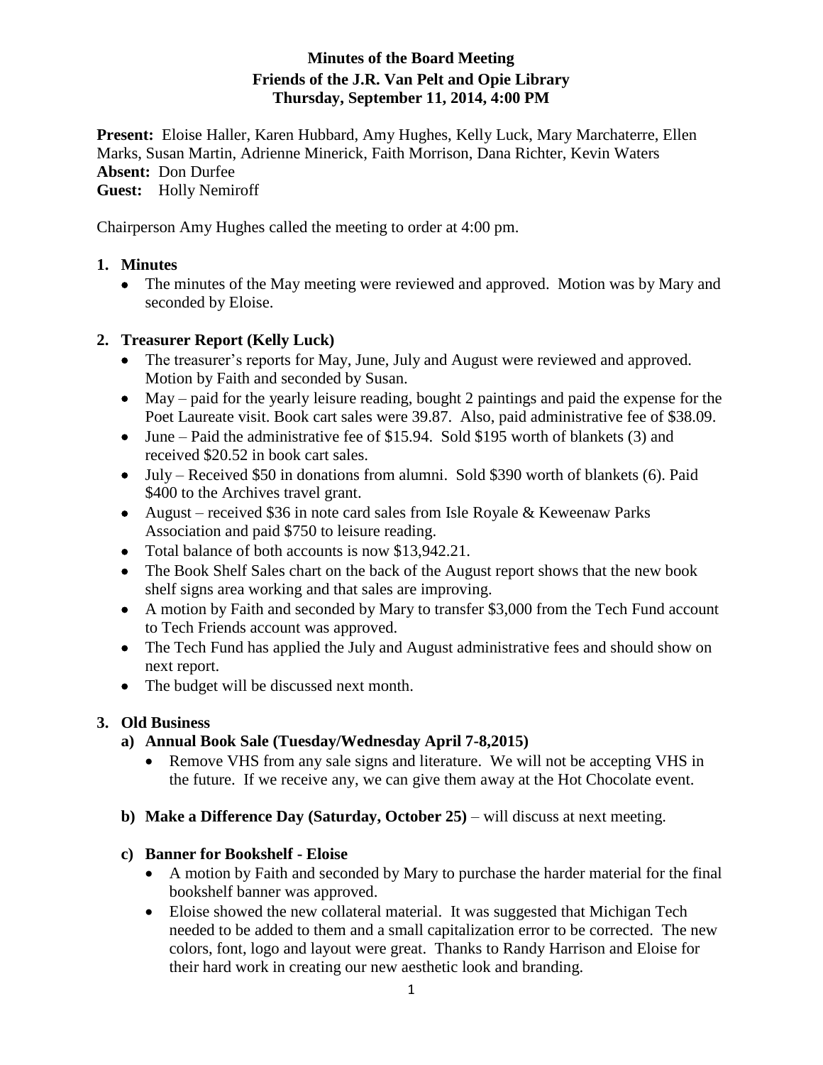**Minutes of the Board Meeting**
**Friends of the J.R. Van Pelt and Opie Library**
**Thursday, September 11, 2014, 4:00 PM**

**Present:** Eloise Haller, Karen Hubbard, Amy Hughes, Kelly Luck, Mary Marchaterre, Ellen Marks, Susan Martin, Adrienne Minerick, Faith Morrison, Dana Richter, Kevin Waters
**Absent:** Don Durfee
**Guest:** Holly Nemiroff

Chairperson Amy Hughes called the meeting to order at 4:00 pm.

## 1. Minutes

- The minutes of the May meeting were reviewed and approved. Motion was by Mary and seconded by Eloise.

## 2. Treasurer Report (Kelly Luck)

- The treasurer's reports for May, June, July and August were reviewed and approved. Motion by Faith and seconded by Susan.
- May – paid for the yearly leisure reading, bought 2 paintings and paid the expense for the Poet Laureate visit. Book cart sales were 39.87. Also, paid administrative fee of $38.09.
- June – Paid the administrative fee of $15.94. Sold $195 worth of blankets (3) and received $20.52 in book cart sales.
- July – Received $50 in donations from alumni. Sold $390 worth of blankets (6). Paid $400 to the Archives travel grant.
- August – received $36 in note card sales from Isle Royale & Keweenaw Parks Association and paid $750 to leisure reading.
- Total balance of both accounts is now $13,942.21.
- The Book Shelf Sales chart on the back of the August report shows that the new book shelf signs area working and that sales are improving.
- A motion by Faith and seconded by Mary to transfer $3,000 from the Tech Fund account to Tech Friends account was approved.
- The Tech Fund has applied the July and August administrative fees and should show on next report.
- The budget will be discussed next month.

## 3. Old Business

### a) Annual Book Sale (Tuesday/Wednesday April 7-8,2015)

- Remove VHS from any sale signs and literature. We will not be accepting VHS in the future. If we receive any, we can give them away at the Hot Chocolate event.

### b) Make a Difference Day (Saturday, October 25) – will discuss at next meeting.

### c) Banner for Bookshelf - Eloise

- A motion by Faith and seconded by Mary to purchase the harder material for the final bookshelf banner was approved.
- Eloise showed the new collateral material. It was suggested that Michigan Tech needed to be added to them and a small capitalization error to be corrected. The new colors, font, logo and layout were great. Thanks to Randy Harrison and Eloise for their hard work in creating our new aesthetic look and branding.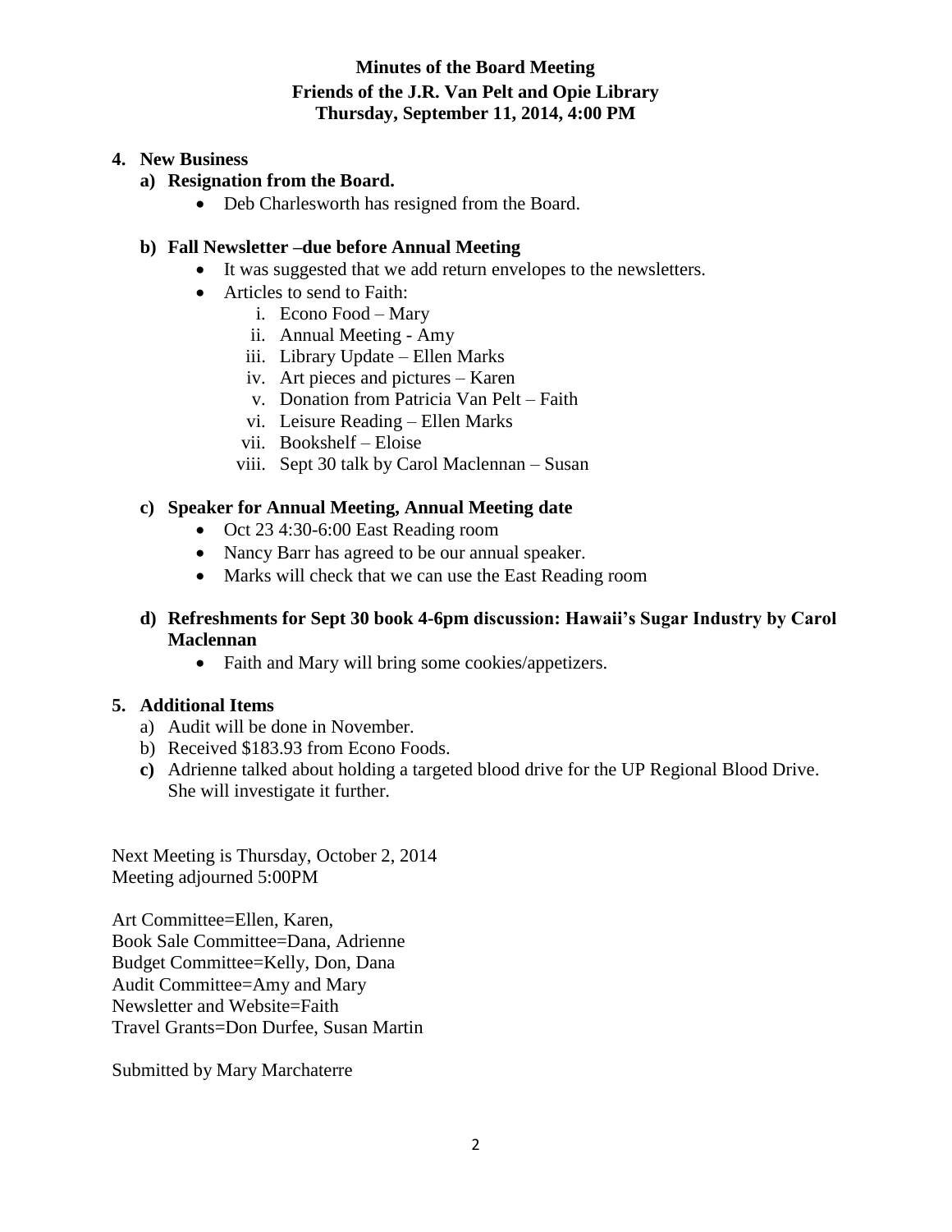**Minutes of the Board Meeting**
**Friends of the J.R. Van Pelt and Opie Library**
**Thursday, September 11, 2014, 4:00 PM**

**4. New Business**

**a) Resignation from the Board.**

- Deb Charlesworth has resigned from the Board.

**b) Fall Newsletter –due before Annual Meeting**

- It was suggested that we add return envelopes to the newsletters.
- Articles to send to Faith:
  i. Econo Food – Mary
  ii. Annual Meeting - Amy
  iii. Library Update – Ellen Marks
  iv. Art pieces and pictures – Karen
  v. Donation from Patricia Van Pelt – Faith
  vi. Leisure Reading – Ellen Marks
  vii. Bookshelf – Eloise
  viii. Sept 30 talk by Carol Maclennan – Susan

**c) Speaker for Annual Meeting, Annual Meeting date**

- Oct 23 4:30-6:00 East Reading room
- Nancy Barr has agreed to be our annual speaker.
- Marks will check that we can use the East Reading room

**d) Refreshments for Sept 30 book 4-6pm discussion: Hawaii's Sugar Industry by Carol Maclennan**

- Faith and Mary will bring some cookies/appetizers.

**5. Additional Items**

a) Audit will be done in November.
b) Received $183.93 from Econo Foods.
**c)** Adrienne talked about holding a targeted blood drive for the UP Regional Blood Drive. She will investigate it further.

Next Meeting is Thursday, October 2, 2014
Meeting adjourned 5:00PM

Art Committee=Ellen, Karen,
Book Sale Committee=Dana, Adrienne
Budget Committee=Kelly, Don, Dana
Audit Committee=Amy and Mary
Newsletter and Website=Faith
Travel Grants=Don Durfee, Susan Martin

Submitted by Mary Marchaterre